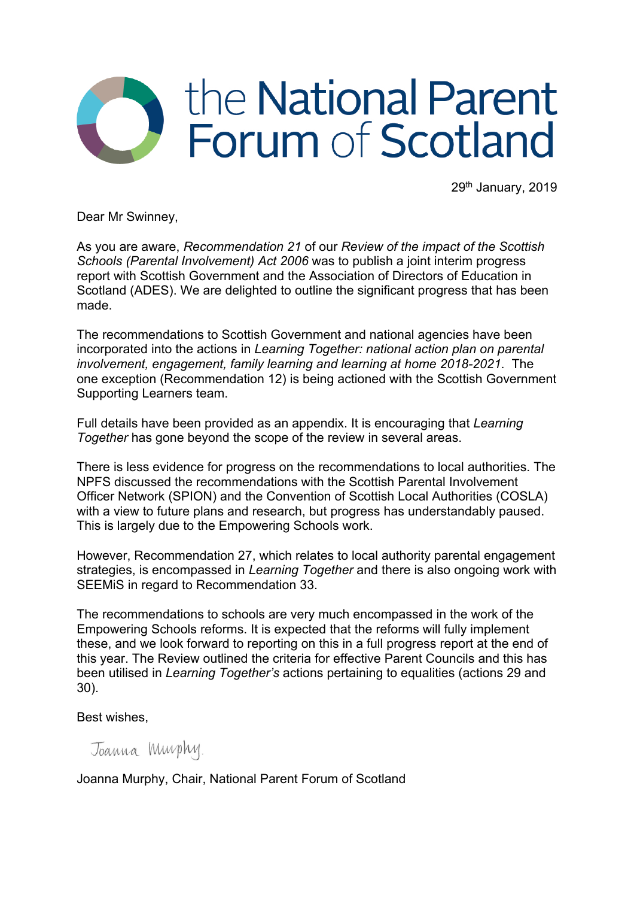# the National Parent Forum of Scotland

29th January, 2019

Dear Mr Swinney,

As you are aware, *Recommendation 21* of our *Review of the impact of the Scottish Schools (Parental Involvement) Act 2006* was to publish a joint interim progress report with Scottish Government and the Association of Directors of Education in Scotland (ADES). We are delighted to outline the significant progress that has been made.

The recommendations to Scottish Government and national agencies have been incorporated into the actions in *Learning Together: national action plan on parental involvement, engagement, family learning and learning at home 2018-2021*. The one exception (Recommendation 12) is being actioned with the Scottish Government Supporting Learners team.

Full details have been provided as an appendix. It is encouraging that *Learning Together* has gone beyond the scope of the review in several areas.

There is less evidence for progress on the recommendations to local authorities. The NPFS discussed the recommendations with the Scottish Parental Involvement Officer Network (SPION) and the Convention of Scottish Local Authorities (COSLA) with a view to future plans and research, but progress has understandably paused. This is largely due to the Empowering Schools work.

However, Recommendation 27, which relates to local authority parental engagement strategies, is encompassed in *Learning Together* and there is also ongoing work with SEEMiS in regard to Recommendation 33.

The recommendations to schools are very much encompassed in the work of the Empowering Schools reforms. It is expected that the reforms will fully implement these, and we look forward to reporting on this in a full progress report at the end of this year. The Review outlined the criteria for effective Parent Councils and this has been utilised in *Learning Together's* actions pertaining to equalities (actions 29 and 30).

Best wishes,

Joanna Murphy

Joanna Murphy, Chair, National Parent Forum of Scotland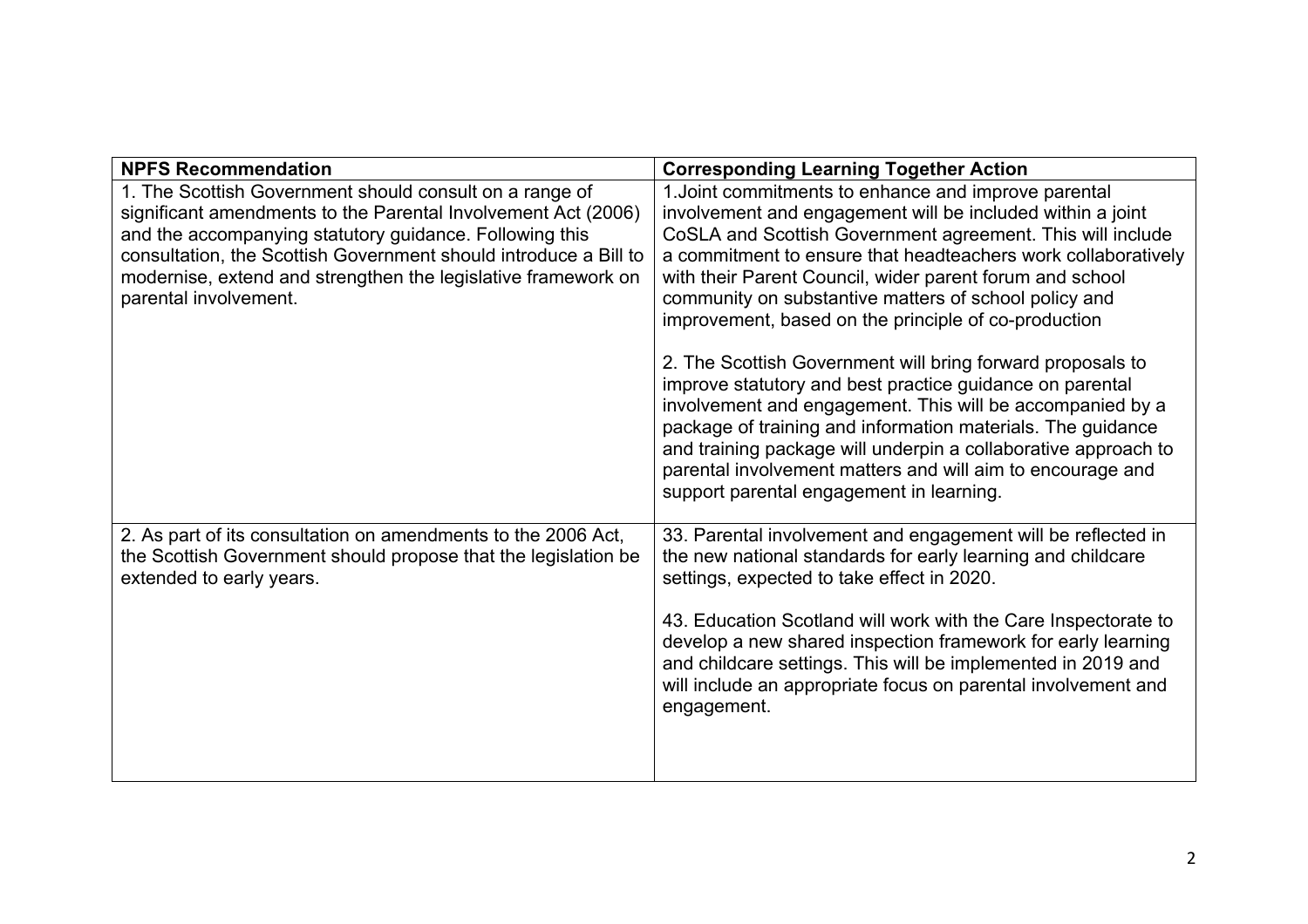| NPFS Recommendation | Corresponding Learning Together Action |
|---|---|
| 1. The Scottish Government should consult on a range of significant amendments to the Parental Involvement Act (2006) and the accompanying statutory guidance. Following this consultation, the Scottish Government should introduce a Bill to modernise, extend and strengthen the legislative framework on parental involvement. | 1.Joint commitments to enhance and improve parental involvement and engagement will be included within a joint CoSLA and Scottish Government agreement. This will include a commitment to ensure that headteachers work collaboratively with their Parent Council, wider parent forum and school community on substantive matters of school policy and improvement, based on the principle of co-production<br><br>2. The Scottish Government will bring forward proposals to improve statutory and best practice guidance on parental involvement and engagement. This will be accompanied by a package of training and information materials. The guidance and training package will underpin a collaborative approach to parental involvement matters and will aim to encourage and support parental engagement in learning. |
| 2. As part of its consultation on amendments to the 2006 Act, the Scottish Government should propose that the legislation be extended to early years. | 33. Parental involvement and engagement will be reflected in the new national standards for early learning and childcare settings, expected to take effect in 2020.<br><br>43. Education Scotland will work with the Care Inspectorate to develop a new shared inspection framework for early learning and childcare settings. This will be implemented in 2019 and will include an appropriate focus on parental involvement and engagement. |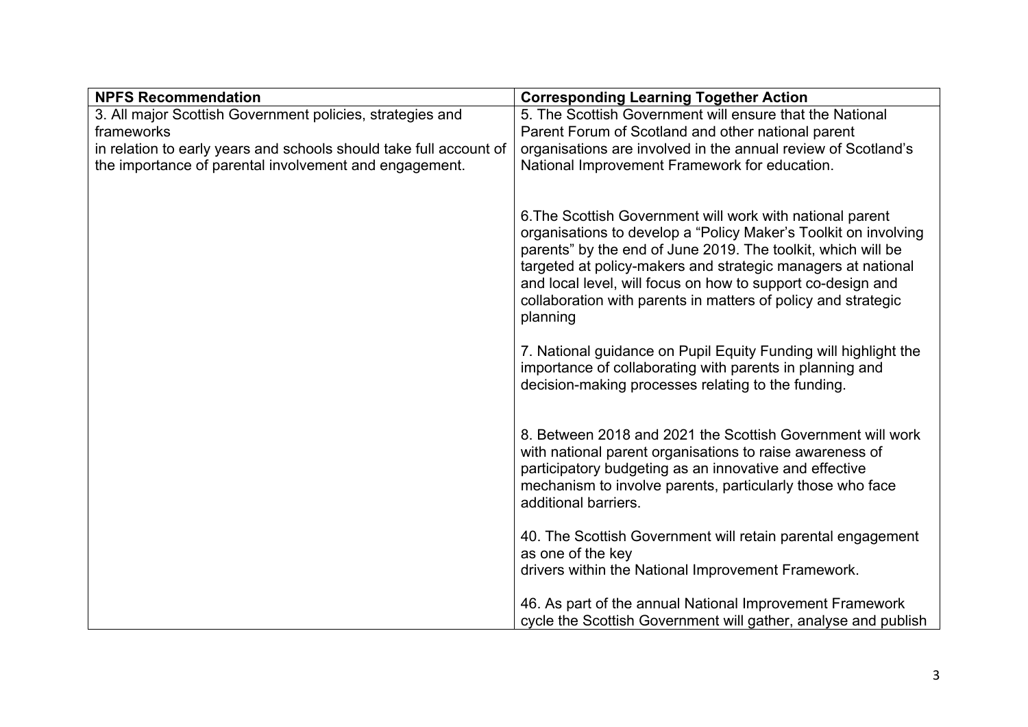| NPFS Recommendation | Corresponding Learning Together Action |
|---|---|
| 3. All major Scottish Government policies, strategies and frameworks in relation to early years and schools should take full account of the importance of parental involvement and engagement. | 5. The Scottish Government will ensure that the National Parent Forum of Scotland and other national parent organisations are involved in the annual review of Scotland's National Improvement Framework for education.<br><br>6.The Scottish Government will work with national parent organisations to develop a "Policy Maker's Toolkit on involving parents" by the end of June 2019. The toolkit, which will be targeted at policy-makers and strategic managers at national and local level, will focus on how to support co-design and collaboration with parents in matters of policy and strategic planning<br><br>7. National guidance on Pupil Equity Funding will highlight the importance of collaborating with parents in planning and decision-making processes relating to the funding.<br><br>8. Between 2018 and 2021 the Scottish Government will work with national parent organisations to raise awareness of participatory budgeting as an innovative and effective mechanism to involve parents, particularly those who face additional barriers.<br><br>40. The Scottish Government will retain parental engagement as one of the key drivers within the National Improvement Framework.<br><br>46. As part of the annual National Improvement Framework cycle the Scottish Government will gather, analyse and publish |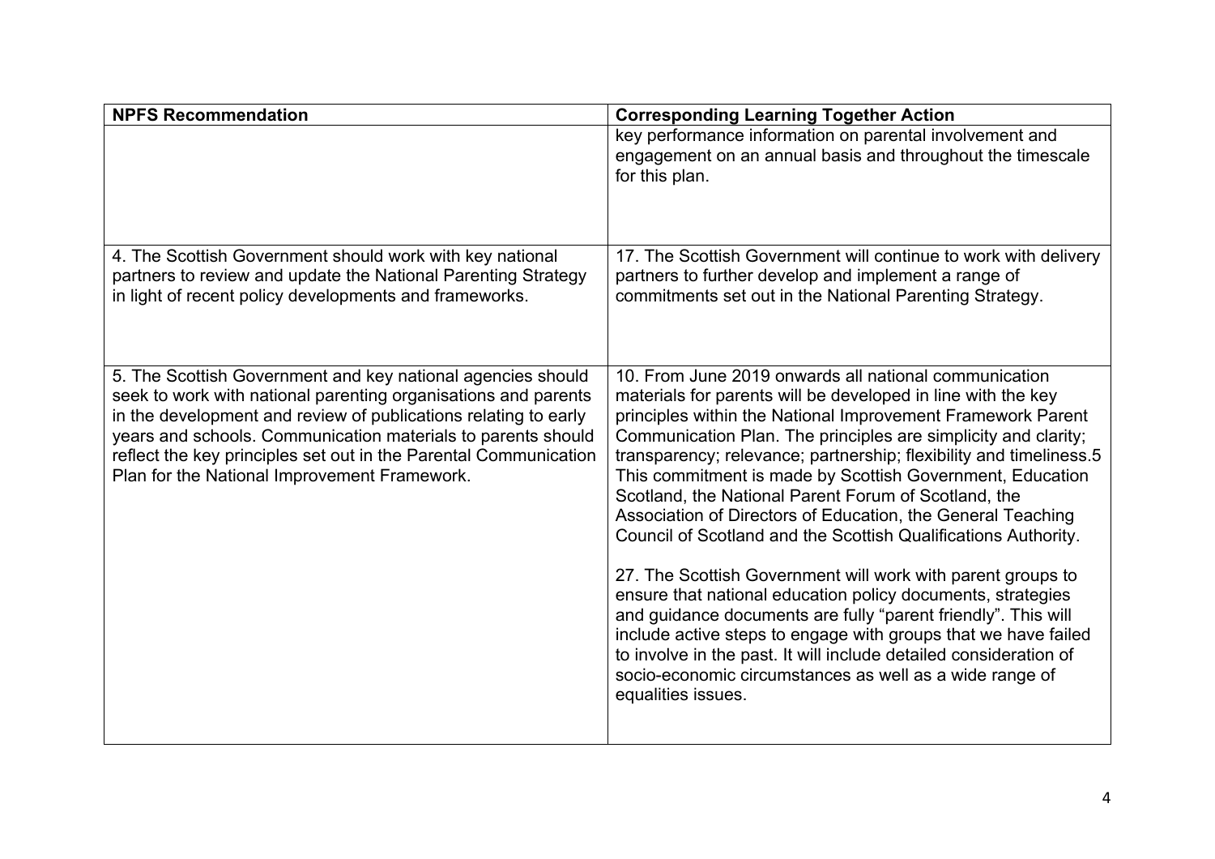| NPFS Recommendation | Corresponding Learning Together Action |
| --- | --- |
| | key performance information on parental involvement and engagement on an annual basis and throughout the timescale for this plan. |
| 4. The Scottish Government should work with key national partners to review and update the National Parenting Strategy in light of recent policy developments and frameworks. | 17. The Scottish Government will continue to work with delivery partners to further develop and implement a range of commitments set out in the National Parenting Strategy. |
| 5. The Scottish Government and key national agencies should seek to work with national parenting organisations and parents in the development and review of publications relating to early years and schools. Communication materials to parents should reflect the key principles set out in the Parental Communication Plan for the National Improvement Framework. | 10. From June 2019 onwards all national communication materials for parents will be developed in line with the key principles within the National Improvement Framework Parent Communication Plan. The principles are simplicity and clarity; transparency; relevance; partnership; flexibility and timeliness.[5] This commitment is made by Scottish Government, Education Scotland, the National Parent Forum of Scotland, the Association of Directors of Education, the General Teaching Council of Scotland and the Scottish Qualifications Authority.<br><br>27. The Scottish Government will work with parent groups to ensure that national education policy documents, strategies and guidance documents are fully "parent friendly". This will include active steps to engage with groups that we have failed to involve in the past. It will include detailed consideration of socio-economic circumstances as well as a wide range of equalities issues. |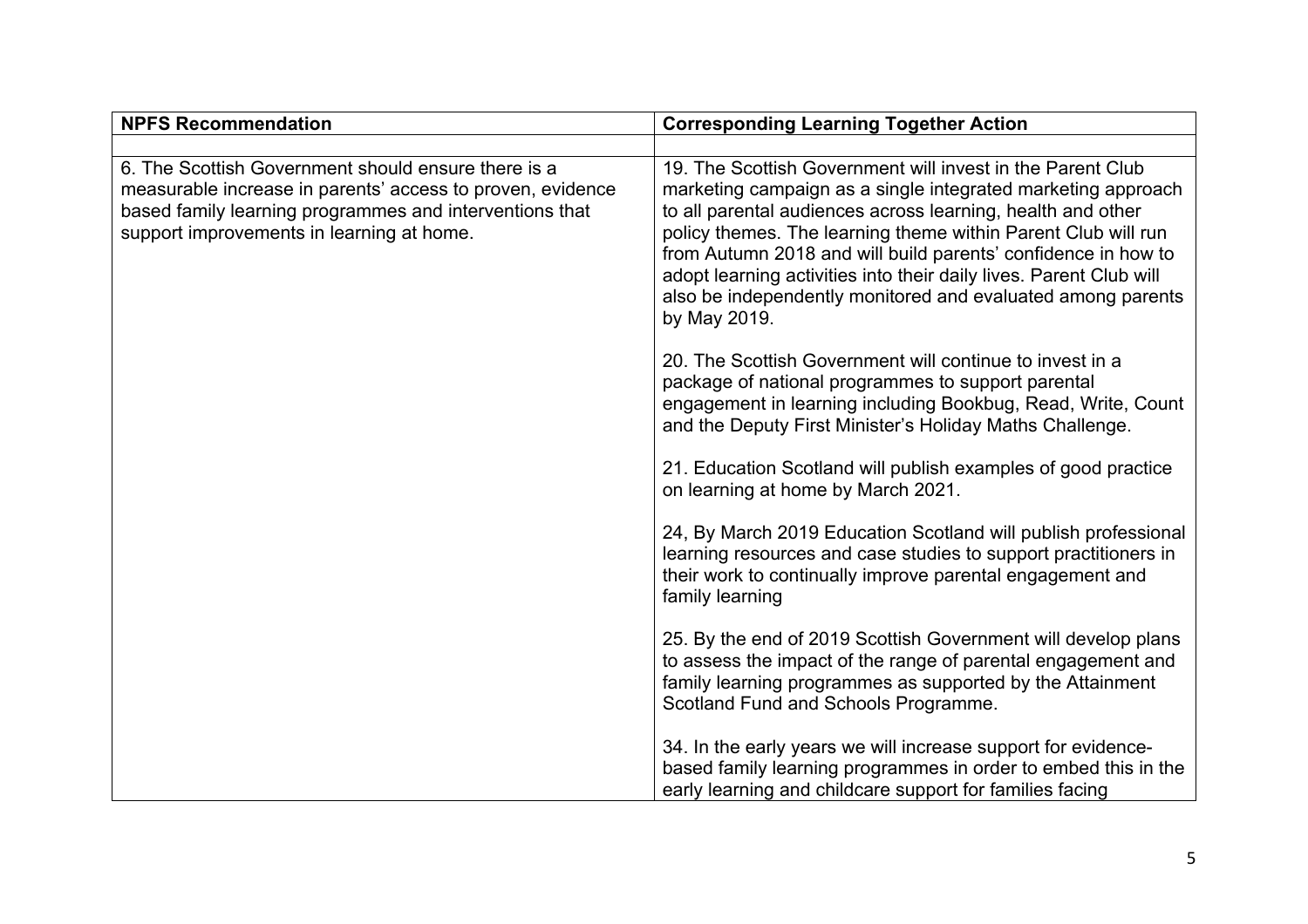| NPFS Recommendation | Corresponding Learning Together Action |
|---|---|
| | |
| 6. The Scottish Government should ensure there is a measurable increase in parents' access to proven, evidence based family learning programmes and interventions that support improvements in learning at home. | 19. The Scottish Government will invest in the Parent Club marketing campaign as a single integrated marketing approach to all parental audiences across learning, health and other policy themes. The learning theme within Parent Club will run from Autumn 2018 and will build parents' confidence in how to adopt learning activities into their daily lives. Parent Club will also be independently monitored and evaluated among parents by May 2019.<br><br>20. The Scottish Government will continue to invest in a package of national programmes to support parental engagement in learning including Bookbug, Read, Write, Count and the Deputy First Minister's Holiday Maths Challenge.<br><br>21. Education Scotland will publish examples of good practice on learning at home by March 2021.<br><br>24, By March 2019 Education Scotland will publish professional learning resources and case studies to support practitioners in their work to continually improve parental engagement and family learning<br><br>25. By the end of 2019 Scottish Government will develop plans to assess the impact of the range of parental engagement and family learning programmes as supported by the Attainment Scotland Fund and Schools Programme.<br><br>34. In the early years we will increase support for evidence-based family learning programmes in order to embed this in the early learning and childcare support for families facing |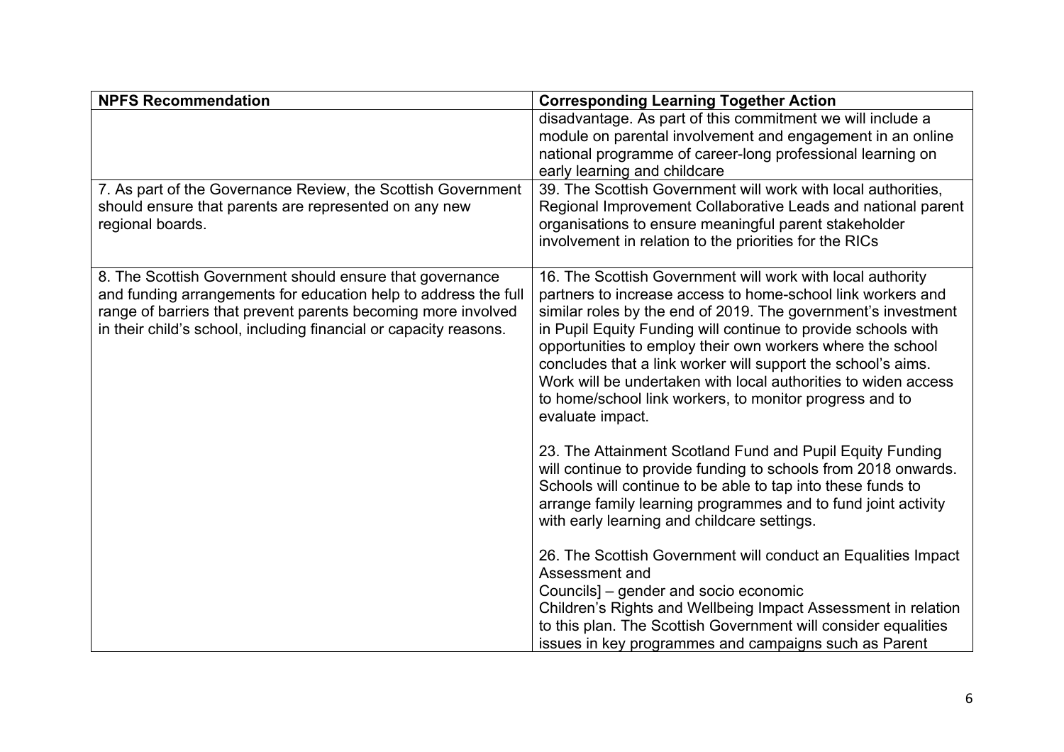| NPFS Recommendation | Corresponding Learning Together Action |
| --- | --- |
| | disadvantage. As part of this commitment we will include a module on parental involvement and engagement in an online national programme of career-long professional learning on early learning and childcare |
| 7. As part of the Governance Review, the Scottish Government should ensure that parents are represented on any new regional boards. | 39. The Scottish Government will work with local authorities, Regional Improvement Collaborative Leads and national parent organisations to ensure meaningful parent stakeholder involvement in relation to the priorities for the RICs |
| 8. The Scottish Government should ensure that governance and funding arrangements for education help to address the full range of barriers that prevent parents becoming more involved in their child's school, including financial or capacity reasons. | 16. The Scottish Government will work with local authority partners to increase access to home-school link workers and similar roles by the end of 2019. The government's investment in Pupil Equity Funding will continue to provide schools with opportunities to employ their own workers where the school concludes that a link worker will support the school's aims. Work will be undertaken with local authorities to widen access to home/school link workers, to monitor progress and to evaluate impact.<br><br>23. The Attainment Scotland Fund and Pupil Equity Funding will continue to provide funding to schools from 2018 onwards. Schools will continue to be able to tap into these funds to arrange family learning programmes and to fund joint activity with early learning and childcare settings.<br><br>26. The Scottish Government will conduct an Equalities Impact Assessment and<br>Councils] – gender and socio economic<br>Children's Rights and Wellbeing Impact Assessment in relation to this plan. The Scottish Government will consider equalities issues in key programmes and campaigns such as Parent |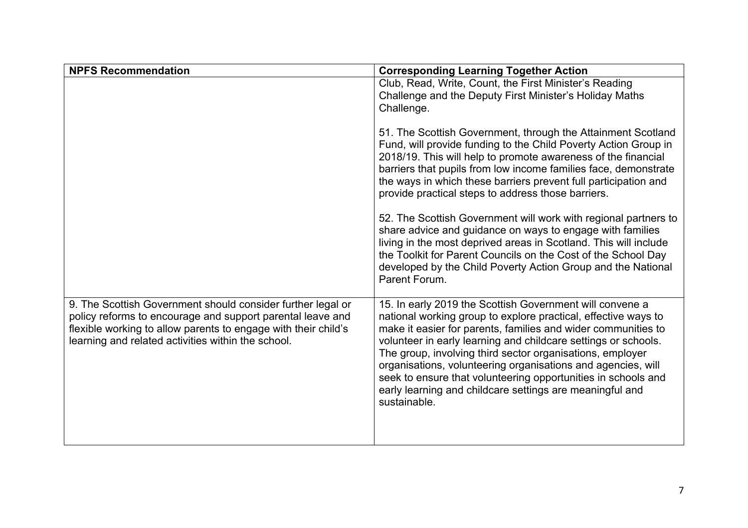| NPFS Recommendation | Corresponding Learning Together Action |
|---|---|
| | Club, Read, Write, Count, the First Minister's Reading Challenge and the Deputy First Minister's Holiday Maths Challenge.<br><br>51. The Scottish Government, through the Attainment Scotland Fund, will provide funding to the Child Poverty Action Group in 2018/19. This will help to promote awareness of the financial barriers that pupils from low income families face, demonstrate the ways in which these barriers prevent full participation and provide practical steps to address those barriers.<br><br>52. The Scottish Government will work with regional partners to share advice and guidance on ways to engage with families living in the most deprived areas in Scotland. This will include the Toolkit for Parent Councils on the Cost of the School Day developed by the Child Poverty Action Group and the National Parent Forum. |
| 9. The Scottish Government should consider further legal or policy reforms to encourage and support parental leave and flexible working to allow parents to engage with their child's learning and related activities within the school. | 15. In early 2019 the Scottish Government will convene a national working group to explore practical, effective ways to make it easier for parents, families and wider communities to volunteer in early learning and childcare settings or schools. The group, involving third sector organisations, employer organisations, volunteering organisations and agencies, will seek to ensure that volunteering opportunities in schools and early learning and childcare settings are meaningful and sustainable. |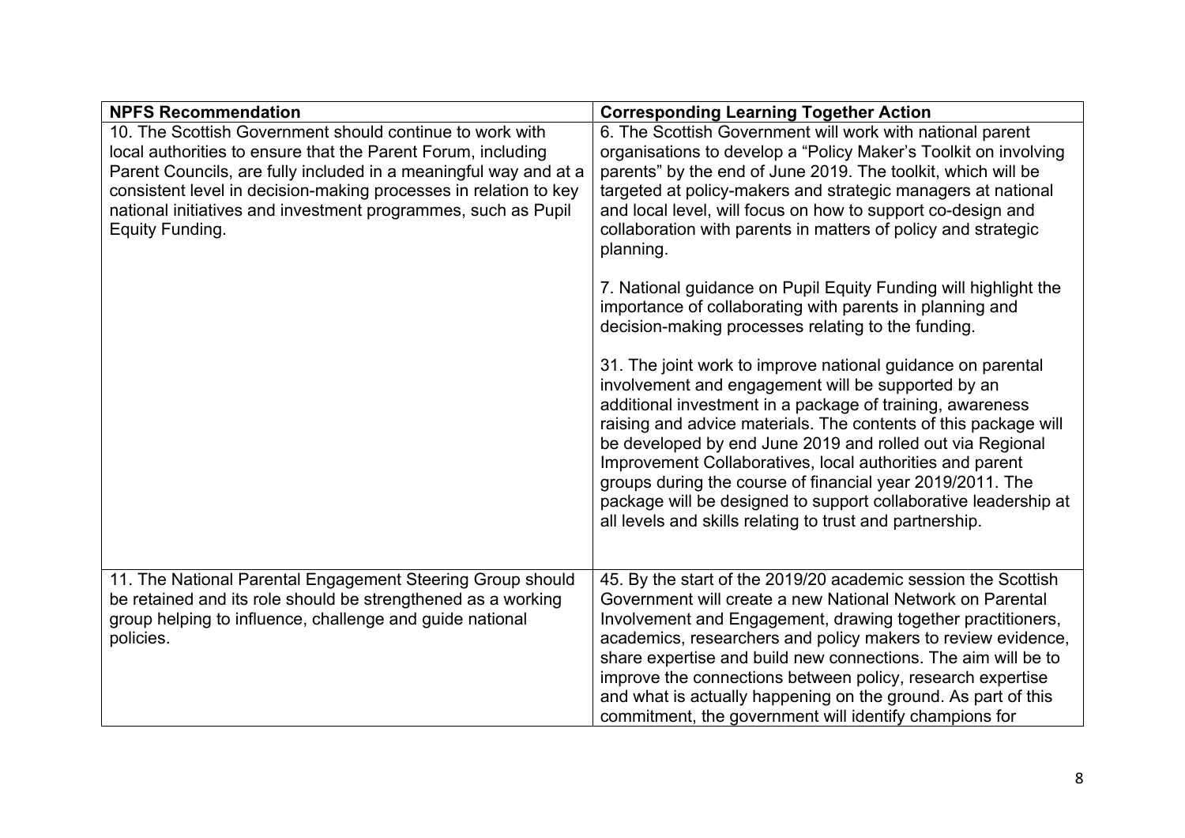| NPFS Recommendation | Corresponding Learning Together Action |
|---|---|
| 10. The Scottish Government should continue to work with local authorities to ensure that the Parent Forum, including Parent Councils, are fully included in a meaningful way and at a consistent level in decision-making processes in relation to key national initiatives and investment programmes, such as Pupil Equity Funding. | 6. The Scottish Government will work with national parent organisations to develop a "Policy Maker's Toolkit on involving parents" by the end of June 2019. The toolkit, which will be targeted at policy-makers and strategic managers at national and local level, will focus on how to support co-design and collaboration with parents in matters of policy and strategic planning.<br><br>7. National guidance on Pupil Equity Funding will highlight the importance of collaborating with parents in planning and decision-making processes relating to the funding.<br><br>31. The joint work to improve national guidance on parental involvement and engagement will be supported by an additional investment in a package of training, awareness raising and advice materials. The contents of this package will be developed by end June 2019 and rolled out via Regional Improvement Collaboratives, local authorities and parent groups during the course of financial year 2019/2011. The package will be designed to support collaborative leadership at all levels and skills relating to trust and partnership. |
| 11. The National Parental Engagement Steering Group should be retained and its role should be strengthened as a working group helping to influence, challenge and guide national policies. | 45. By the start of the 2019/20 academic session the Scottish Government will create a new National Network on Parental Involvement and Engagement, drawing together practitioners, academics, researchers and policy makers to review evidence, share expertise and build new connections. The aim will be to improve the connections between policy, research expertise and what is actually happening on the ground. As part of this commitment, the government will identify champions for |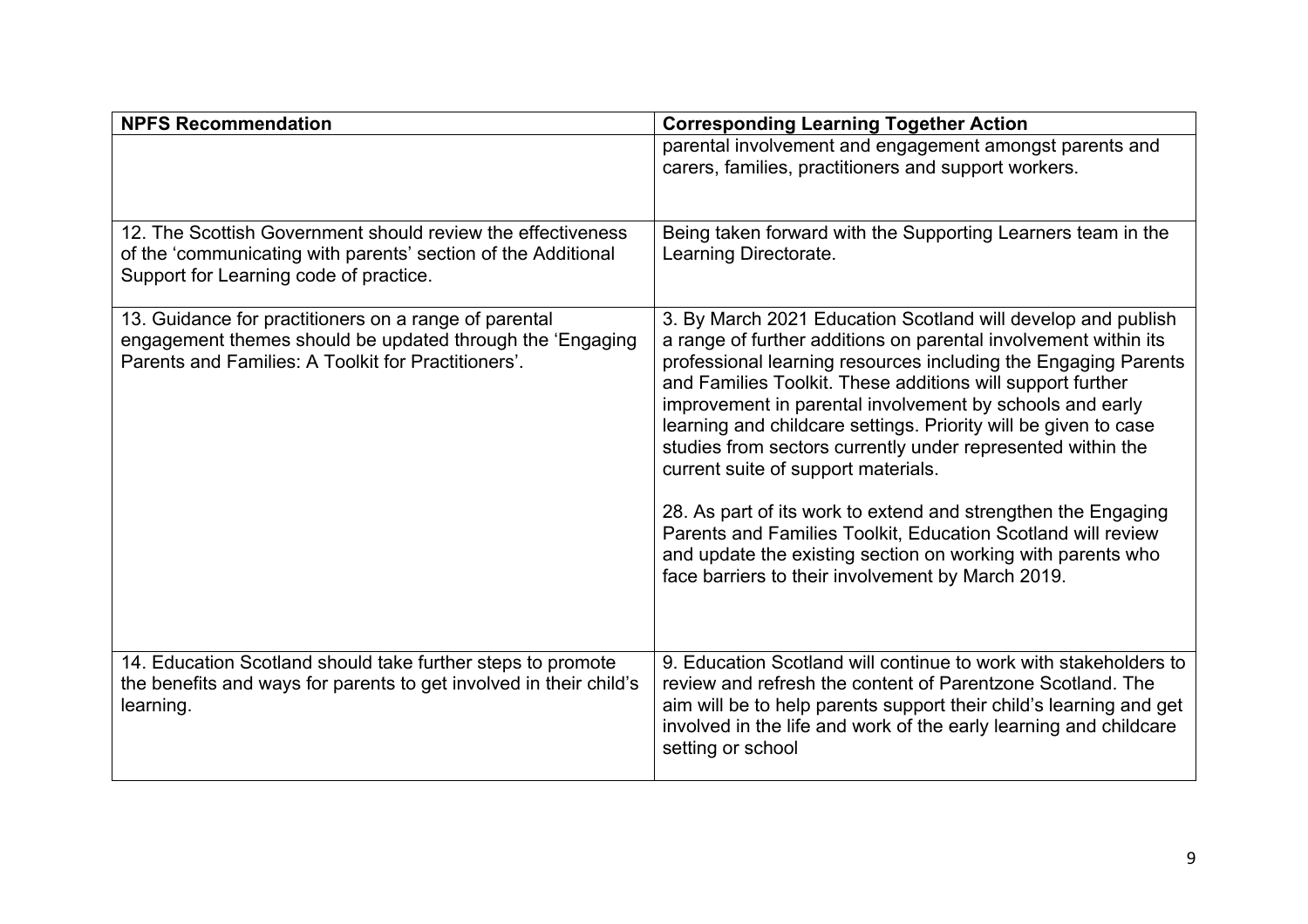| NPFS Recommendation | Corresponding Learning Together Action |
| --- | --- |
| | parental involvement and engagement amongst parents and carers, families, practitioners and support workers. |
| 12. The Scottish Government should review the effectiveness of the 'communicating with parents' section of the Additional Support for Learning code of practice. | Being taken forward with the Supporting Learners team in the Learning Directorate. |
| 13. Guidance for practitioners on a range of parental engagement themes should be updated through the 'Engaging Parents and Families: A Toolkit for Practitioners'. | 3. By March 2021 Education Scotland will develop and publish a range of further additions on parental involvement within its professional learning resources including the Engaging Parents and Families Toolkit. These additions will support further improvement in parental involvement by schools and early learning and childcare settings. Priority will be given to case studies from sectors currently under represented within the current suite of support materials.<br><br>28. As part of its work to extend and strengthen the Engaging Parents and Families Toolkit, Education Scotland will review and update the existing section on working with parents who face barriers to their involvement by March 2019. |
| 14. Education Scotland should take further steps to promote the benefits and ways for parents to get involved in their child's learning. | 9. Education Scotland will continue to work with stakeholders to review and refresh the content of Parentzone Scotland. The aim will be to help parents support their child's learning and get involved in the life and work of the early learning and childcare setting or school |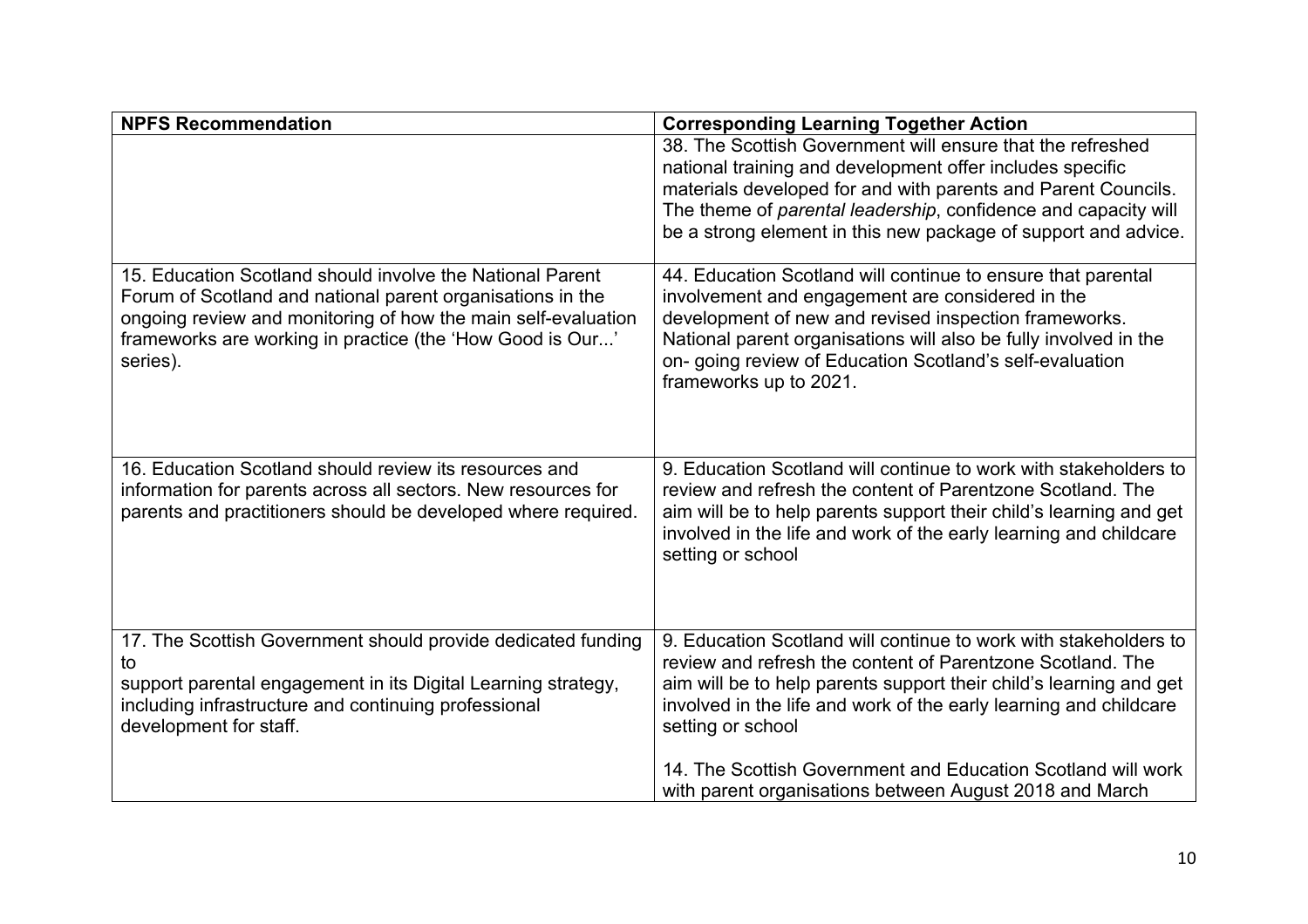| NPFS Recommendation | Corresponding Learning Together Action |
| --- | --- |
| | 38. The Scottish Government will ensure that the refreshed national training and development offer includes specific materials developed for and with parents and Parent Councils. The theme of *parental leadership*, confidence and capacity will be a strong element in this new package of support and advice. |
| 15. Education Scotland should involve the National Parent Forum of Scotland and national parent organisations in the ongoing review and monitoring of how the main self-evaluation frameworks are working in practice (the 'How Good is Our...' series). | 44. Education Scotland will continue to ensure that parental involvement and engagement are considered in the development of new and revised inspection frameworks. National parent organisations will also be fully involved in the on- going review of Education Scotland's self-evaluation frameworks up to 2021. |
| 16. Education Scotland should review its resources and information for parents across all sectors. New resources for parents and practitioners should be developed where required. | 9. Education Scotland will continue to work with stakeholders to review and refresh the content of Parentzone Scotland. The aim will be to help parents support their child's learning and get involved in the life and work of the early learning and childcare setting or school |
| 17. The Scottish Government should provide dedicated funding to support parental engagement in its Digital Learning strategy, including infrastructure and continuing professional development for staff. | 9. Education Scotland will continue to work with stakeholders to review and refresh the content of Parentzone Scotland. The aim will be to help parents support their child's learning and get involved in the life and work of the early learning and childcare setting or school<br><br>14. The Scottish Government and Education Scotland will work with parent organisations between August 2018 and March |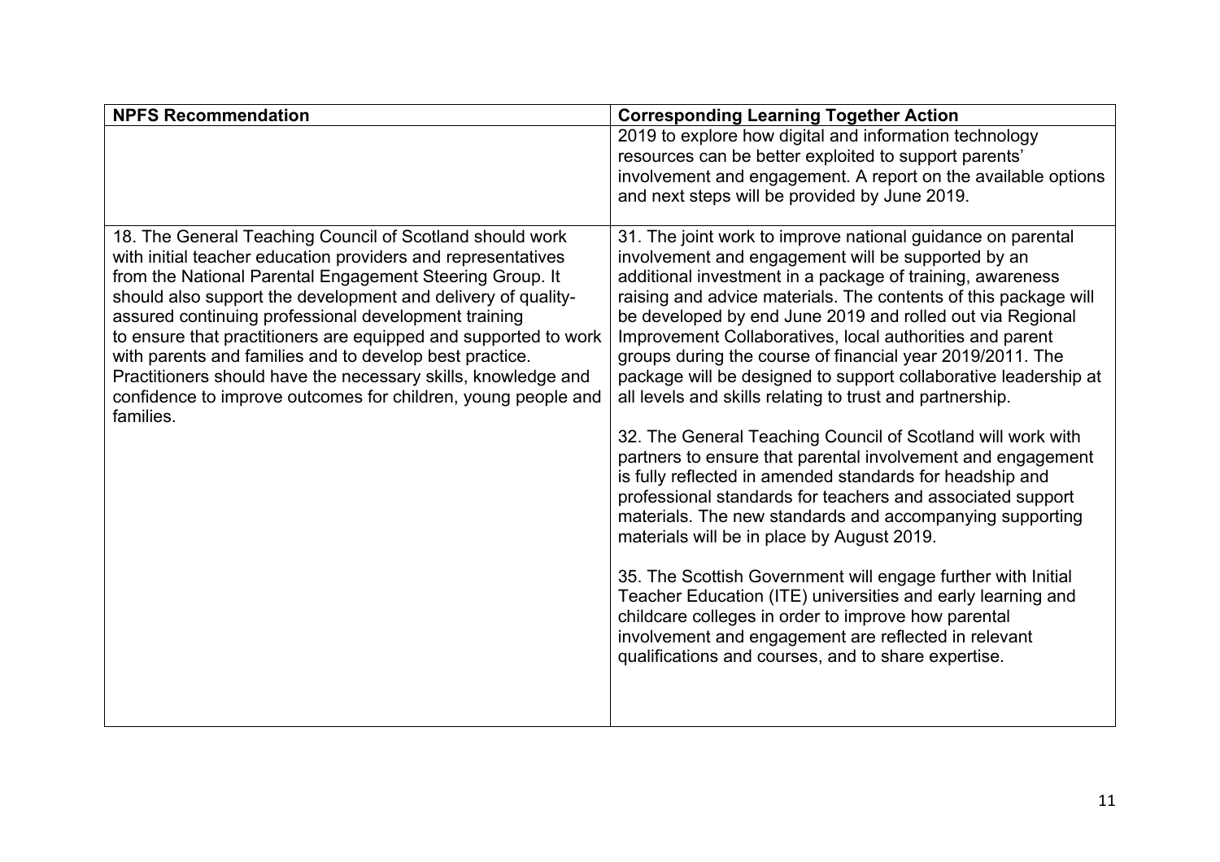| NPFS Recommendation | Corresponding Learning Together Action |
|---|---|
| | 2019 to explore how digital and information technology resources can be better exploited to support parents' involvement and engagement. A report on the available options and next steps will be provided by June 2019. |
| 18. The General Teaching Council of Scotland should work with initial teacher education providers and representatives from the National Parental Engagement Steering Group. It should also support the development and delivery of quality-assured continuing professional development training to ensure that practitioners are equipped and supported to work with parents and families and to develop best practice. Practitioners should have the necessary skills, knowledge and confidence to improve outcomes for children, young people and families. | 31. The joint work to improve national guidance on parental involvement and engagement will be supported by an additional investment in a package of training, awareness raising and advice materials. The contents of this package will be developed by end June 2019 and rolled out via Regional Improvement Collaboratives, local authorities and parent groups during the course of financial year 2019/2011. The package will be designed to support collaborative leadership at all levels and skills relating to trust and partnership.<br><br>32. The General Teaching Council of Scotland will work with partners to ensure that parental involvement and engagement is fully reflected in amended standards for headship and professional standards for teachers and associated support materials. The new standards and accompanying supporting materials will be in place by August 2019.<br><br>35. The Scottish Government will engage further with Initial Teacher Education (ITE) universities and early learning and childcare colleges in order to improve how parental involvement and engagement are reflected in relevant qualifications and courses, and to share expertise. |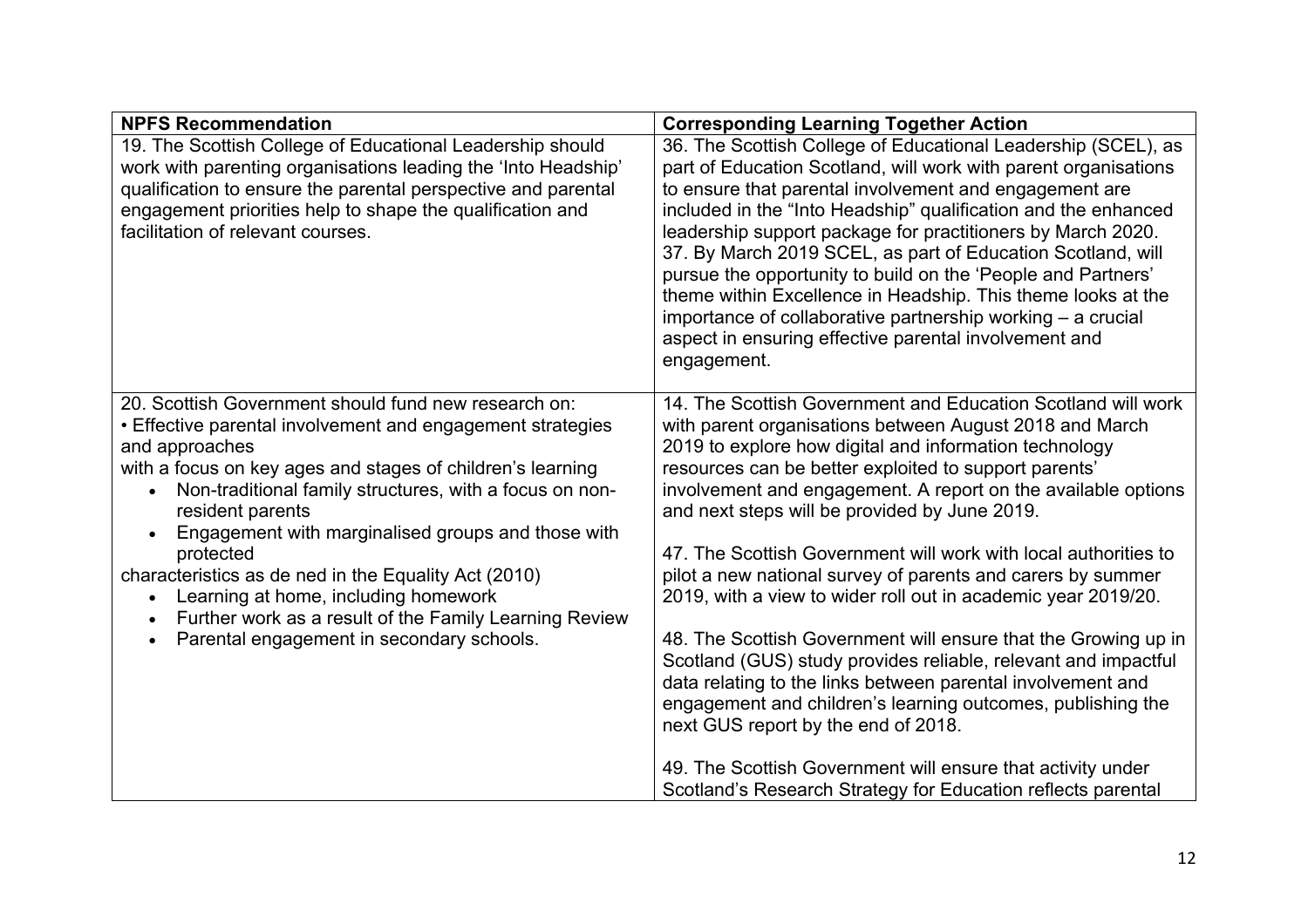| NPFS Recommendation | Corresponding Learning Together Action |
|---|---|
| 19. The Scottish College of Educational Leadership should work with parenting organisations leading the 'Into Headship' qualification to ensure the parental perspective and parental engagement priorities help to shape the qualification and facilitation of relevant courses. | 36. The Scottish College of Educational Leadership (SCEL), as part of Education Scotland, will work with parent organisations to ensure that parental involvement and engagement are included in the "Into Headship" qualification and the enhanced leadership support package for practitioners by March 2020.<br>37. By March 2019 SCEL, as part of Education Scotland, will pursue the opportunity to build on the 'People and Partners' theme within Excellence in Headship. This theme looks at the importance of collaborative partnership working – a crucial aspect in ensuring effective parental involvement and engagement. |
| 20. Scottish Government should fund new research on:<br>• Effective parental involvement and engagement strategies and approaches<br>with a focus on key ages and stages of children's learning<br>• Non-traditional family structures, with a focus on non-resident parents<br>• Engagement with marginalised groups and those with protected<br>characteristics as de ned in the Equality Act (2010)<br>• Learning at home, including homework<br>• Further work as a result of the Family Learning Review<br>• Parental engagement in secondary schools. | 14. The Scottish Government and Education Scotland will work with parent organisations between August 2018 and March 2019 to explore how digital and information technology resources can be better exploited to support parents' involvement and engagement. A report on the available options and next steps will be provided by June 2019.<br><br>47. The Scottish Government will work with local authorities to pilot a new national survey of parents and carers by summer 2019, with a view to wider roll out in academic year 2019/20.<br><br>48. The Scottish Government will ensure that the Growing up in Scotland (GUS) study provides reliable, relevant and impactful data relating to the links between parental involvement and engagement and children's learning outcomes, publishing the next GUS report by the end of 2018.<br><br>49. The Scottish Government will ensure that activity under Scotland's Research Strategy for Education reflects parental |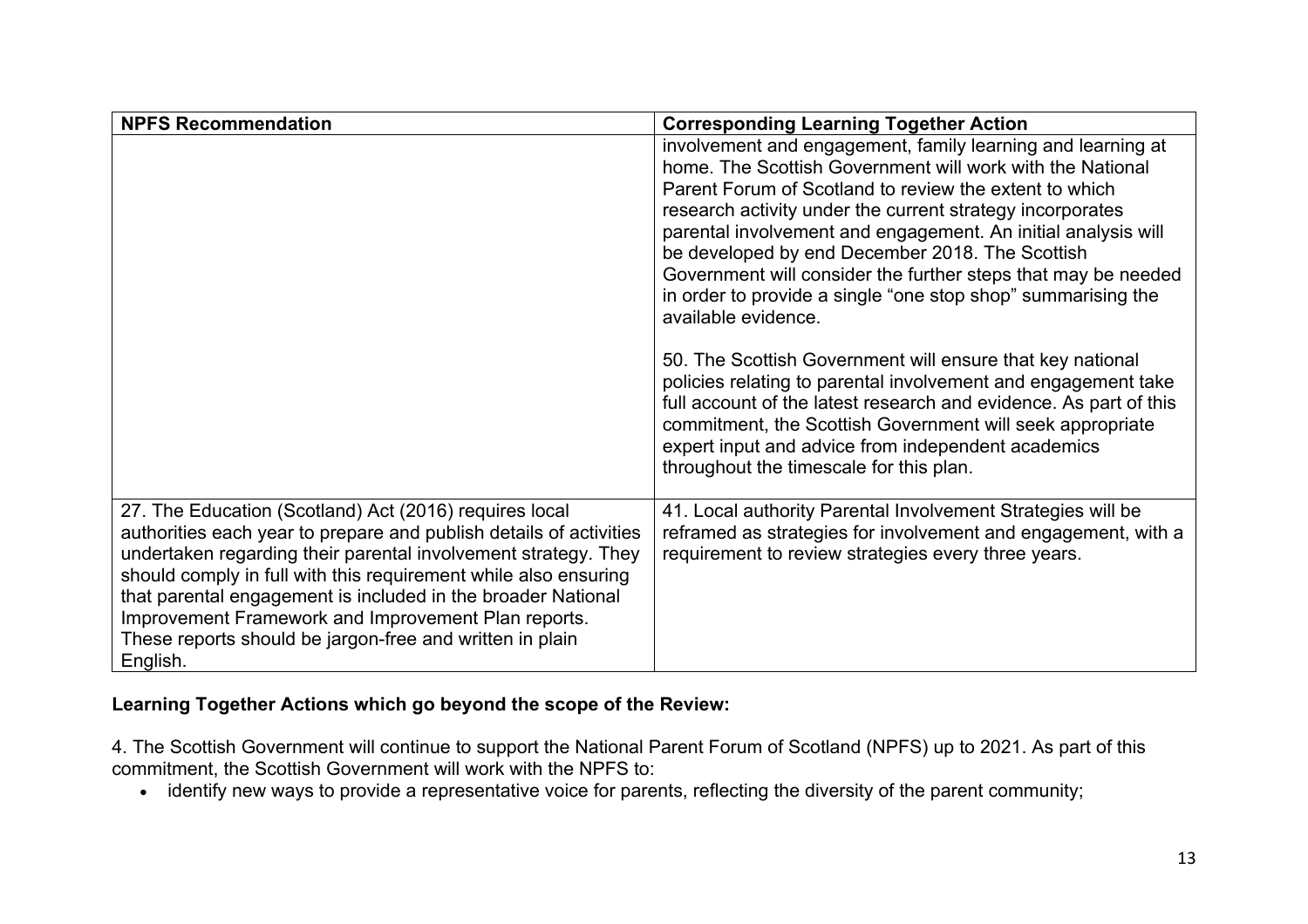| NPFS Recommendation | Corresponding Learning Together Action |
| --- | --- |
| | involvement and engagement, family learning and learning at home. The Scottish Government will work with the National Parent Forum of Scotland to review the extent to which research activity under the current strategy incorporates parental involvement and engagement. An initial analysis will be developed by end December 2018. The Scottish Government will consider the further steps that may be needed in order to provide a single "one stop shop" summarising the available evidence.<br><br>50. The Scottish Government will ensure that key national policies relating to parental involvement and engagement take full account of the latest research and evidence. As part of this commitment, the Scottish Government will seek appropriate expert input and advice from independent academics throughout the timescale for this plan. |
| 27. The Education (Scotland) Act (2016) requires local authorities each year to prepare and publish details of activities undertaken regarding their parental involvement strategy. They should comply in full with this requirement while also ensuring that parental engagement is included in the broader National Improvement Framework and Improvement Plan reports. These reports should be jargon-free and written in plain English. | 41. Local authority Parental Involvement Strategies will be reframed as strategies for involvement and engagement, with a requirement to review strategies every three years. |

**Learning Together Actions which go beyond the scope of the Review:**

4. The Scottish Government will continue to support the National Parent Forum of Scotland (NPFS) up to 2021. As part of this commitment, the Scottish Government will work with the NPFS to:

- identify new ways to provide a representative voice for parents, reflecting the diversity of the parent community;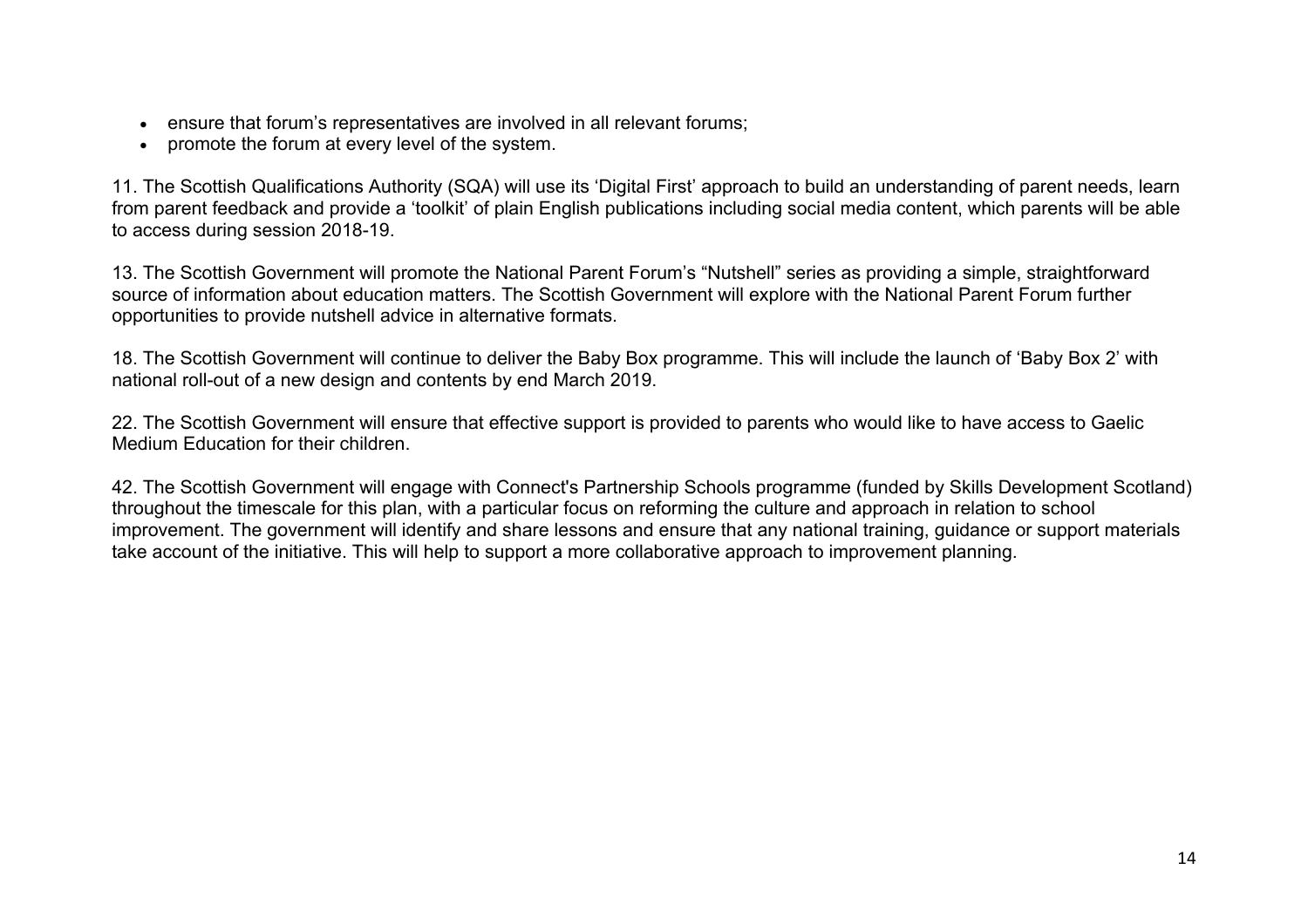- ensure that forum's representatives are involved in all relevant forums;
- promote the forum at every level of the system.

11. The Scottish Qualifications Authority (SQA) will use its 'Digital First' approach to build an understanding of parent needs, learn from parent feedback and provide a 'toolkit' of plain English publications including social media content, which parents will be able to access during session 2018-19.

13. The Scottish Government will promote the National Parent Forum's "Nutshell" series as providing a simple, straightforward source of information about education matters. The Scottish Government will explore with the National Parent Forum further opportunities to provide nutshell advice in alternative formats.

18. The Scottish Government will continue to deliver the Baby Box programme. This will include the launch of 'Baby Box 2' with national roll-out of a new design and contents by end March 2019.

22. The Scottish Government will ensure that effective support is provided to parents who would like to have access to Gaelic Medium Education for their children.

42. The Scottish Government will engage with Connect's Partnership Schools programme (funded by Skills Development Scotland) throughout the timescale for this plan, with a particular focus on reforming the culture and approach in relation to school improvement. The government will identify and share lessons and ensure that any national training, guidance or support materials take account of the initiative. This will help to support a more collaborative approach to improvement planning.